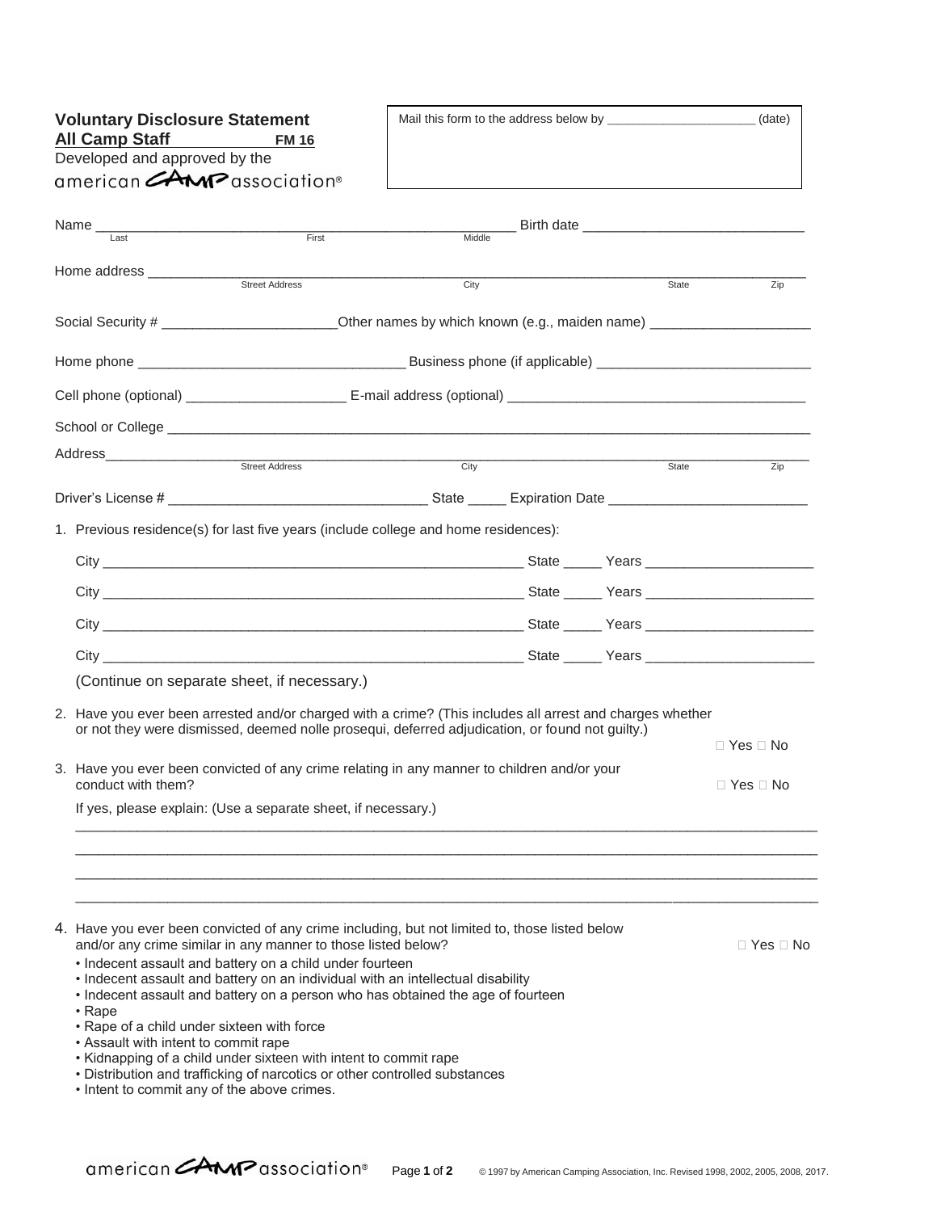# Voluntary Disclosure Statement

## All Camp Staff FM 16

Developed and approved by the american CAMP association®

Mail this form to the address below by _____________________ (date)

Name ______________________________________________________ Birth date ____________________________
Last First Middle

Home address ______________________________________________________________________________________
Street Address City State Zip

Social Security # ______________________ Other names by which known (e.g., maiden name) ____________________

Home phone __________________________________ Business phone (if applicable) ___________________________

Cell phone (optional) ____________________ E-mail address (optional) ______________________________________

School or College ____________________________________________________________________________________

Address______________________________________________________________________________________________
Street Address City State Zip

Driver's License # _________________________________ State _____ Expiration Date __________________________

1. Previous residence(s) for last five years (include college and home residences):

   City _______________________________________________________ State _____ Years _____________________

   City _______________________________________________________ State _____ Years _____________________

   City _______________________________________________________ State _____ Years _____________________

   City _______________________________________________________ State _____ Years _____________________

   (Continue on separate sheet, if necessary.)

2. Have you ever been arrested and/or charged with a crime? (This includes all arrest and charges whether or not they were dismissed, deemed nolle prosequi, deferred adjudication, or found not guilty.)

   ☐ Yes ☐ No

3. Have you ever been convicted of any crime relating in any manner to children and/or your conduct with them?

   ☐ Yes ☐ No

   If yes, please explain: (Use a separate sheet, if necessary.)

   ___________________________________________________________________________________________________

   ___________________________________________________________________________________________________

   ___________________________________________________________________________________________________

   ___________________________________________________________________________________________________

4. Have you ever been convicted of any crime including, but not limited to, those listed below and/or any crime similar in any manner to those listed below?

   ☐ Yes ☐ No

   - Indecent assault and battery on a child under fourteen
   - Indecent assault and battery on an individual with an intellectual disability
   - Indecent assault and battery on a person who has obtained the age of fourteen
   - Rape
   - Rape of a child under sixteen with force
   - Assault with intent to commit rape
   - Kidnapping of a child under sixteen with intent to commit rape
   - Distribution and trafficking of narcotics or other controlled substances
   - Intent to commit any of the above crimes.

© 1997 by American Camping Association, Inc. Revised 1998, 2002, 2005, 2008, 2017.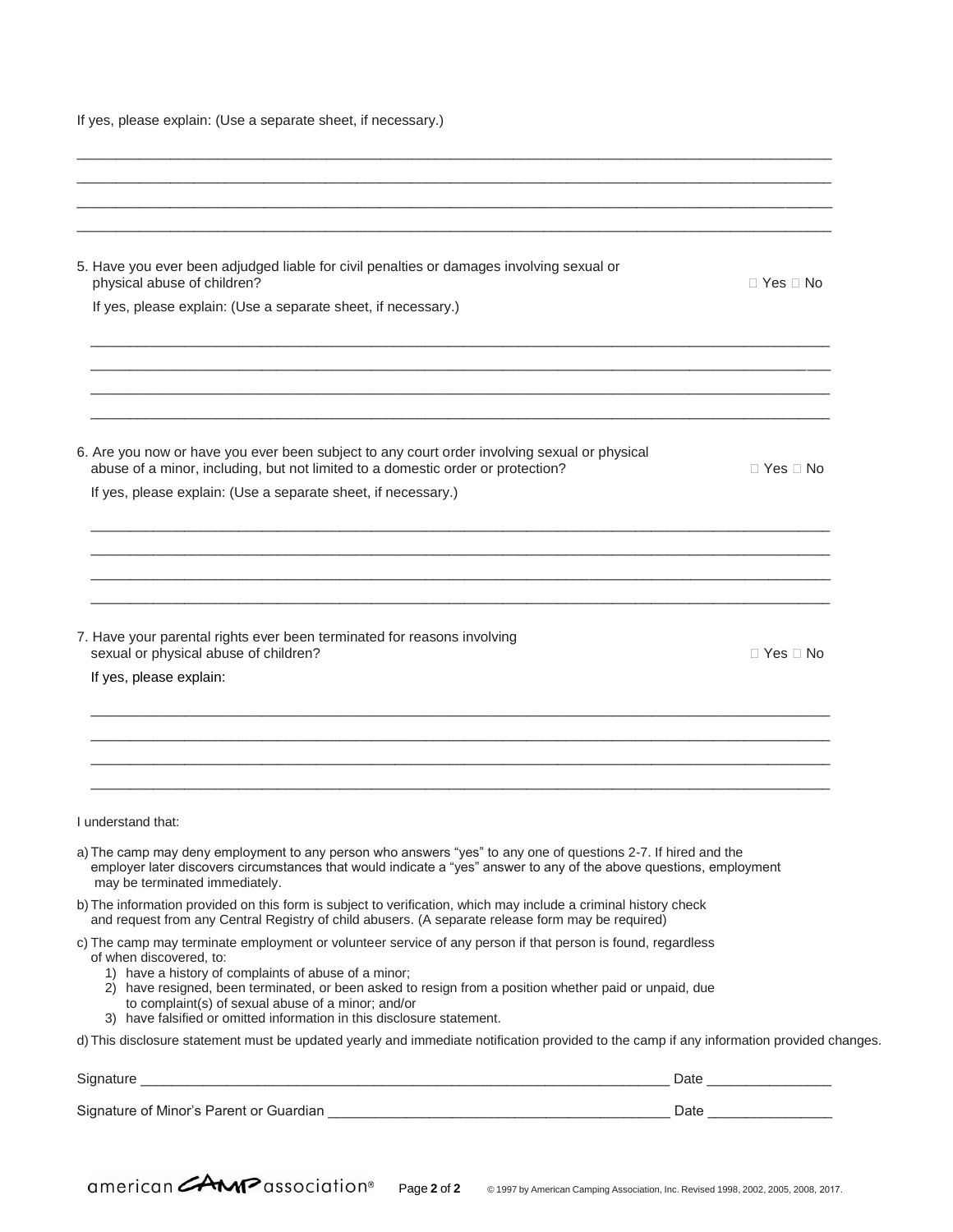If yes, please explain: (Use a separate sheet, if necessary.)

\_\_\_\_\_\_\_\_\_\_\_\_\_\_\_\_\_\_\_\_\_\_\_\_\_\_\_\_\_\_\_\_\_\_\_\_\_\_\_\_\_\_\_\_\_\_\_\_\_\_\_\_\_\_\_\_\_\_\_\_\_\_\_\_\_\_\_\_\_\_\_\_\_\_\_\_\_\_\_\_\_\_\_\_\_\_\_\_\_\_\_\_\_\_

\_\_\_\_\_\_\_\_\_\_\_\_\_\_\_\_\_\_\_\_\_\_\_\_\_\_\_\_\_\_\_\_\_\_\_\_\_\_\_\_\_\_\_\_\_\_\_\_\_\_\_\_\_\_\_\_\_\_\_\_\_\_\_\_\_\_\_\_\_\_\_\_\_\_\_\_\_\_\_\_\_\_\_\_\_\_\_\_\_\_\_\_\_\_

\_\_\_\_\_\_\_\_\_\_\_\_\_\_\_\_\_\_\_\_\_\_\_\_\_\_\_\_\_\_\_\_\_\_\_\_\_\_\_\_\_\_\_\_\_\_\_\_\_\_\_\_\_\_\_\_\_\_\_\_\_\_\_\_\_\_\_\_\_\_\_\_\_\_\_\_\_\_\_\_\_\_\_\_\_\_\_\_\_\_\_\_\_\_

\_\_\_\_\_\_\_\_\_\_\_\_\_\_\_\_\_\_\_\_\_\_\_\_\_\_\_\_\_\_\_\_\_\_\_\_\_\_\_\_\_\_\_\_\_\_\_\_\_\_\_\_\_\_\_\_\_\_\_\_\_\_\_\_\_\_\_\_\_\_\_\_\_\_\_\_\_\_\_\_\_\_\_\_\_\_\_\_\_\_\_\_\_\_

5. Have you ever been adjudged liable for civil penalties or damages involving sexual or physical abuse of children? ☐ Yes ☐ No

   If yes, please explain: (Use a separate sheet, if necessary.)

   \_\_\_\_\_\_\_\_\_\_\_\_\_\_\_\_\_\_\_\_\_\_\_\_\_\_\_\_\_\_\_\_\_\_\_\_\_\_\_\_\_\_\_\_\_\_\_\_\_\_\_\_\_\_\_\_\_\_\_\_\_\_\_\_\_\_\_\_\_\_\_\_\_\_\_\_\_\_\_\_\_\_\_\_\_\_\_\_\_\_\_\_\_\_

   \_\_\_\_\_\_\_\_\_\_\_\_\_\_\_\_\_\_\_\_\_\_\_\_\_\_\_\_\_\_\_\_\_\_\_\_\_\_\_\_\_\_\_\_\_\_\_\_\_\_\_\_\_\_\_\_\_\_\_\_\_\_\_\_\_\_\_\_\_\_\_\_\_\_\_\_\_\_\_\_\_\_\_\_\_\_\_\_\_\_\_\_\_\_

   \_\_\_\_\_\_\_\_\_\_\_\_\_\_\_\_\_\_\_\_\_\_\_\_\_\_\_\_\_\_\_\_\_\_\_\_\_\_\_\_\_\_\_\_\_\_\_\_\_\_\_\_\_\_\_\_\_\_\_\_\_\_\_\_\_\_\_\_\_\_\_\_\_\_\_\_\_\_\_\_\_\_\_\_\_\_\_\_\_\_\_\_\_\_

   \_\_\_\_\_\_\_\_\_\_\_\_\_\_\_\_\_\_\_\_\_\_\_\_\_\_\_\_\_\_\_\_\_\_\_\_\_\_\_\_\_\_\_\_\_\_\_\_\_\_\_\_\_\_\_\_\_\_\_\_\_\_\_\_\_\_\_\_\_\_\_\_\_\_\_\_\_\_\_\_\_\_\_\_\_\_\_\_\_\_\_\_\_\_

6. Are you now or have you ever been subject to any court order involving sexual or physical abuse of a minor, including, but not limited to a domestic order or protection? ☐ Yes ☐ No

   If yes, please explain: (Use a separate sheet, if necessary.)

   \_\_\_\_\_\_\_\_\_\_\_\_\_\_\_\_\_\_\_\_\_\_\_\_\_\_\_\_\_\_\_\_\_\_\_\_\_\_\_\_\_\_\_\_\_\_\_\_\_\_\_\_\_\_\_\_\_\_\_\_\_\_\_\_\_\_\_\_\_\_\_\_\_\_\_\_\_\_\_\_\_\_\_\_\_\_\_\_\_\_\_\_\_\_

   \_\_\_\_\_\_\_\_\_\_\_\_\_\_\_\_\_\_\_\_\_\_\_\_\_\_\_\_\_\_\_\_\_\_\_\_\_\_\_\_\_\_\_\_\_\_\_\_\_\_\_\_\_\_\_\_\_\_\_\_\_\_\_\_\_\_\_\_\_\_\_\_\_\_\_\_\_\_\_\_\_\_\_\_\_\_\_\_\_\_\_\_\_\_

   \_\_\_\_\_\_\_\_\_\_\_\_\_\_\_\_\_\_\_\_\_\_\_\_\_\_\_\_\_\_\_\_\_\_\_\_\_\_\_\_\_\_\_\_\_\_\_\_\_\_\_\_\_\_\_\_\_\_\_\_\_\_\_\_\_\_\_\_\_\_\_\_\_\_\_\_\_\_\_\_\_\_\_\_\_\_\_\_\_\_\_\_\_\_

   \_\_\_\_\_\_\_\_\_\_\_\_\_\_\_\_\_\_\_\_\_\_\_\_\_\_\_\_\_\_\_\_\_\_\_\_\_\_\_\_\_\_\_\_\_\_\_\_\_\_\_\_\_\_\_\_\_\_\_\_\_\_\_\_\_\_\_\_\_\_\_\_\_\_\_\_\_\_\_\_\_\_\_\_\_\_\_\_\_\_\_\_\_\_

7. Have your parental rights ever been terminated for reasons involving sexual or physical abuse of children? ☐ Yes ☐ No

   If yes, please explain:

   \_\_\_\_\_\_\_\_\_\_\_\_\_\_\_\_\_\_\_\_\_\_\_\_\_\_\_\_\_\_\_\_\_\_\_\_\_\_\_\_\_\_\_\_\_\_\_\_\_\_\_\_\_\_\_\_\_\_\_\_\_\_\_\_\_\_\_\_\_\_\_\_\_\_\_\_\_\_\_\_\_\_\_\_\_\_\_\_\_\_\_\_\_\_

   \_\_\_\_\_\_\_\_\_\_\_\_\_\_\_\_\_\_\_\_\_\_\_\_\_\_\_\_\_\_\_\_\_\_\_\_\_\_\_\_\_\_\_\_\_\_\_\_\_\_\_\_\_\_\_\_\_\_\_\_\_\_\_\_\_\_\_\_\_\_\_\_\_\_\_\_\_\_\_\_\_\_\_\_\_\_\_\_\_\_\_\_\_\_

   \_\_\_\_\_\_\_\_\_\_\_\_\_\_\_\_\_\_\_\_\_\_\_\_\_\_\_\_\_\_\_\_\_\_\_\_\_\_\_\_\_\_\_\_\_\_\_\_\_\_\_\_\_\_\_\_\_\_\_\_\_\_\_\_\_\_\_\_\_\_\_\_\_\_\_\_\_\_\_\_\_\_\_\_\_\_\_\_\_\_\_\_\_\_

   \_\_\_\_\_\_\_\_\_\_\_\_\_\_\_\_\_\_\_\_\_\_\_\_\_\_\_\_\_\_\_\_\_\_\_\_\_\_\_\_\_\_\_\_\_\_\_\_\_\_\_\_\_\_\_\_\_\_\_\_\_\_\_\_\_\_\_\_\_\_\_\_\_\_\_\_\_\_\_\_\_\_\_\_\_\_\_\_\_\_\_\_\_\_

I understand that:

a) The camp may deny employment to any person who answers "yes" to any one of questions 2-7. If hired and the employer later discovers circumstances that would indicate a "yes" answer to any of the above questions, employment may be terminated immediately.

b) The information provided on this form is subject to verification, which may include a criminal history check and request from any Central Registry of child abusers. (A separate release form may be required)

c) The camp may terminate employment or volunteer service of any person if that person is found, regardless of when discovered, to:
   1) have a history of complaints of abuse of a minor;
   2) have resigned, been terminated, or been asked to resign from a position whether paid or unpaid, due to complaint(s) of sexual abuse of a minor; and/or
   3) have falsified or omitted information in this disclosure statement.

d) This disclosure statement must be updated yearly and immediate notification provided to the camp if any information provided changes.

Signature \_\_\_\_\_\_\_\_\_\_\_\_\_\_\_\_\_\_\_\_\_\_\_\_\_\_\_\_\_\_\_\_\_\_\_\_\_\_\_\_\_\_\_\_\_\_\_\_\_\_\_\_\_\_\_\_\_\_\_\_\_\_\_\_\_\_\_\_ Date \_\_\_\_\_\_\_\_\_\_\_\_\_\_\_\_

Signature of Minor's Parent or Guardian \_\_\_\_\_\_\_\_\_\_\_\_\_\_\_\_\_\_\_\_\_\_\_\_\_\_\_\_\_\_\_\_\_\_\_\_\_\_\_\_\_\_\_\_\_ Date \_\_\_\_\_\_\_\_\_\_\_\_\_\_\_\_

american CAMP association®

© 1997 by American Camping Association, Inc. Revised 1998, 2002, 2005, 2008, 2017.